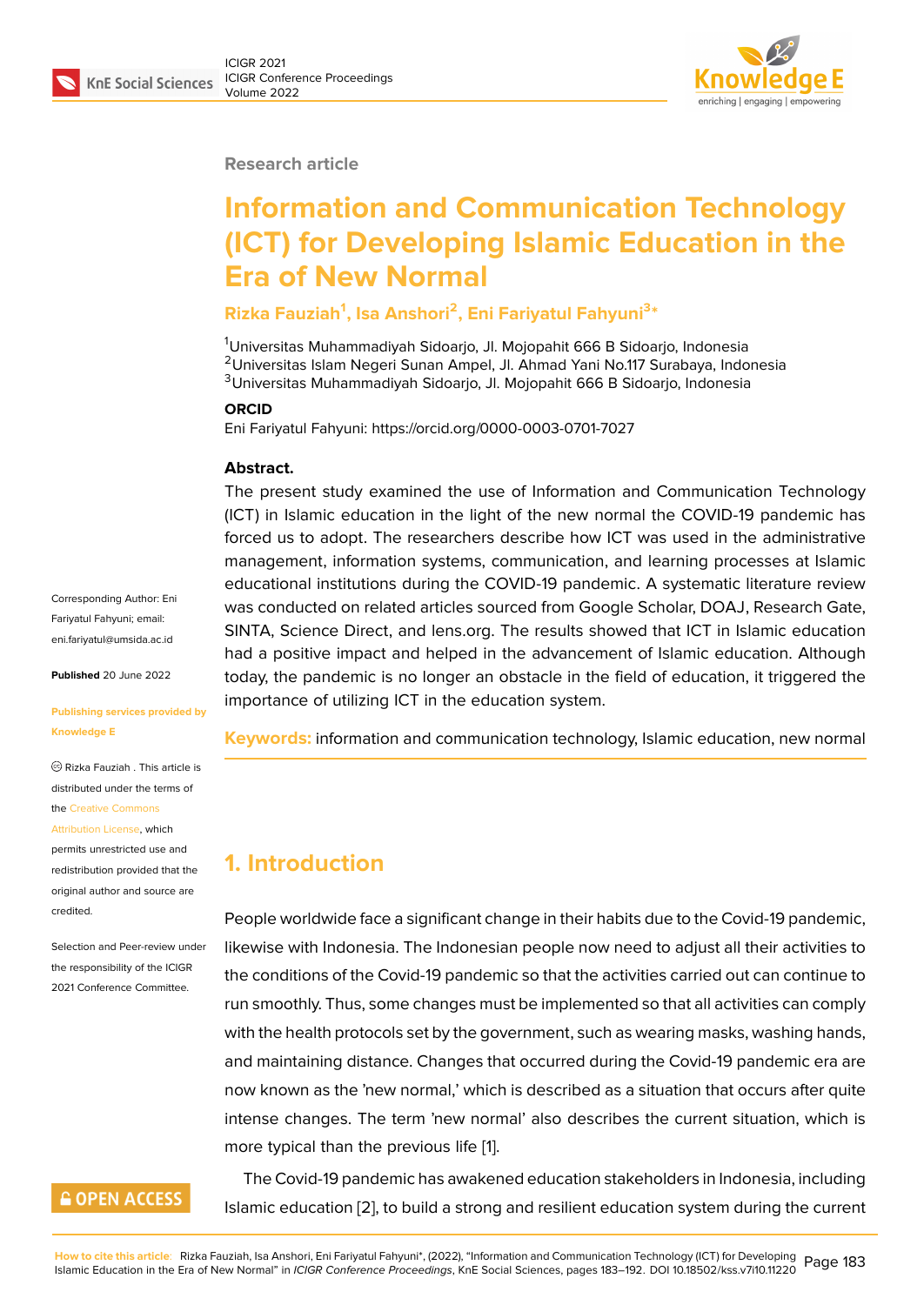Research article

# Information and Communication Technology (ICT) for Developing Islamic Education in the Era of New Normal

**Rizka Fauziah[1], Isa Anshori[2], Eni Fariyatul Fahyuni[3*]**

[1]Universitas Muhammadiyah Sidoarjo, Jl. Mojopahit 666 B Sidoarjo, Indonesia
[2]Universitas Islam Negeri Sunan Ampel, Jl. Ahmad Yani No.117 Surabaya, Indonesia
[3]Universitas Muhammadiyah Sidoarjo, Jl. Mojopahit 666 B Sidoarjo, Indonesia

**ORCID**

Eni Fariyatul Fahyuni: https://orcid.org/0000-0003-0701-7027

Corresponding Author: Eni Fariyatul Fahyuni; email: eni.fariyatul@umsida.ac.id

**Published** 20 June 2022

Publishing services provided by Knowledge E

© Rizka Fauziah . This article is distributed under the terms of the Creative Commons Attribution License, which permits unrestricted use and redistribution provided that the original author and source are credited.

Selection and Peer-review under the responsibility of the ICIGR 2021 Conference Committee.

**Abstract.**

The present study examined the use of Information and Communication Technology (ICT) in Islamic education in the light of the new normal the COVID-19 pandemic has forced us to adopt. The researchers describe how ICT was used in the administrative management, information systems, communication, and learning processes at Islamic educational institutions during the COVID-19 pandemic. A systematic literature review was conducted on related articles sourced from Google Scholar, DOAJ, Research Gate, SINTA, Science Direct, and lens.org. The results showed that ICT in Islamic education had a positive impact and helped in the advancement of Islamic education. Although today, the pandemic is no longer an obstacle in the field of education, it triggered the importance of utilizing ICT in the education system.

**Keywords:** information and communication technology, Islamic education, new normal

## 1. Introduction

People worldwide face a significant change in their habits due to the Covid-19 pandemic, likewise with Indonesia. The Indonesian people now need to adjust all their activities to the conditions of the Covid-19 pandemic so that the activities carried out can continue to run smoothly. Thus, some changes must be implemented so that all activities can comply with the health protocols set by the government, such as wearing masks, washing hands, and maintaining distance. Changes that occurred during the Covid-19 pandemic era are now known as the 'new normal,' which is described as a situation that occurs after quite intense changes. The term 'new normal' also describes the current situation, which is more typical than the previous life [1].

The Covid-19 pandemic has awakened education stakeholders in Indonesia, including Islamic education [2], to build a strong and resilient education system during the current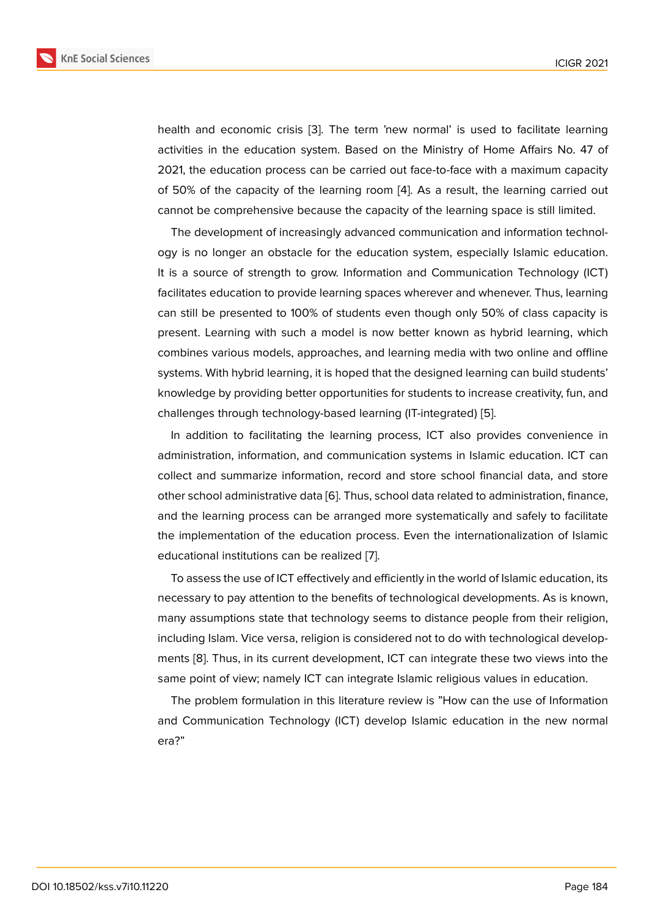health and economic crisis [3]. The term 'new normal' is used to facilitate learning activities in the education system. Based on the Ministry of Home Affairs No. 47 of 2021, the education process can be carried out face-to-face with a maximum capacity of 50% of the capacity of the learning room [4]. As a result, the learning carried out cannot be comprehensive because the capacity of the learning space is still limited.

The development of increasingly advanced communication and information technology is no longer an obstacle for the education system, especially Islamic education. It is a source of strength to grow. Information and Communication Technology (ICT) facilitates education to provide learning spaces wherever and whenever. Thus, learning can still be presented to 100% of students even though only 50% of class capacity is present. Learning with such a model is now better known as hybrid learning, which combines various models, approaches, and learning media with two online and offline systems. With hybrid learning, it is hoped that the designed learning can build students' knowledge by providing better opportunities for students to increase creativity, fun, and challenges through technology-based learning (IT-integrated) [5].

In addition to facilitating the learning process, ICT also provides convenience in administration, information, and communication systems in Islamic education. ICT can collect and summarize information, record and store school financial data, and store other school administrative data [6]. Thus, school data related to administration, finance, and the learning process can be arranged more systematically and safely to facilitate the implementation of the education process. Even the internationalization of Islamic educational institutions can be realized [7].

To assess the use of ICT effectively and efficiently in the world of Islamic education, its necessary to pay attention to the benefits of technological developments. As is known, many assumptions state that technology seems to distance people from their religion, including Islam. Vice versa, religion is considered not to do with technological developments [8]. Thus, in its current development, ICT can integrate these two views into the same point of view; namely ICT can integrate Islamic religious values in education.

The problem formulation in this literature review is "How can the use of Information and Communication Technology (ICT) develop Islamic education in the new normal era?"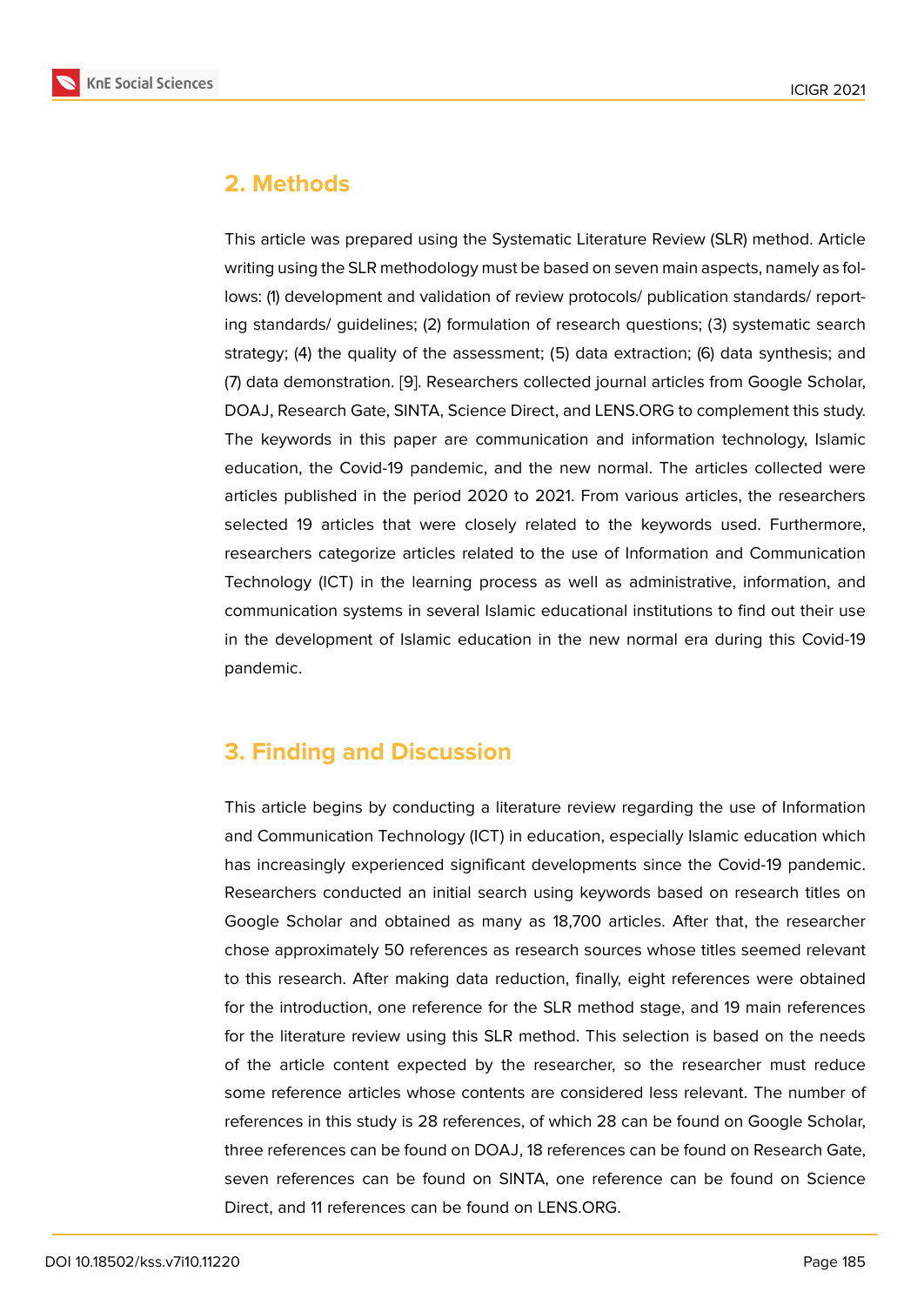## 2. Methods

This article was prepared using the Systematic Literature Review (SLR) method. Article writing using the SLR methodology must be based on seven main aspects, namely as follows: (1) development and validation of review protocols/ publication standards/ reporting standards/ guidelines; (2) formulation of research questions; (3) systematic search strategy; (4) the quality of the assessment; (5) data extraction; (6) data synthesis; and (7) data demonstration. [9]. Researchers collected journal articles from Google Scholar, DOAJ, Research Gate, SINTA, Science Direct, and LENS.ORG to complement this study. The keywords in this paper are communication and information technology, Islamic education, the Covid-19 pandemic, and the new normal. The articles collected were articles published in the period 2020 to 2021. From various articles, the researchers selected 19 articles that were closely related to the keywords used. Furthermore, researchers categorize articles related to the use of Information and Communication Technology (ICT) in the learning process as well as administrative, information, and communication systems in several Islamic educational institutions to find out their use in the development of Islamic education in the new normal era during this Covid-19 pandemic.

## 3. Finding and Discussion

This article begins by conducting a literature review regarding the use of Information and Communication Technology (ICT) in education, especially Islamic education which has increasingly experienced significant developments since the Covid-19 pandemic. Researchers conducted an initial search using keywords based on research titles on Google Scholar and obtained as many as 18,700 articles. After that, the researcher chose approximately 50 references as research sources whose titles seemed relevant to this research. After making data reduction, finally, eight references were obtained for the introduction, one reference for the SLR method stage, and 19 main references for the literature review using this SLR method. This selection is based on the needs of the article content expected by the researcher, so the researcher must reduce some reference articles whose contents are considered less relevant. The number of references in this study is 28 references, of which 28 can be found on Google Scholar, three references can be found on DOAJ, 18 references can be found on Research Gate, seven references can be found on SINTA, one reference can be found on Science Direct, and 11 references can be found on LENS.ORG.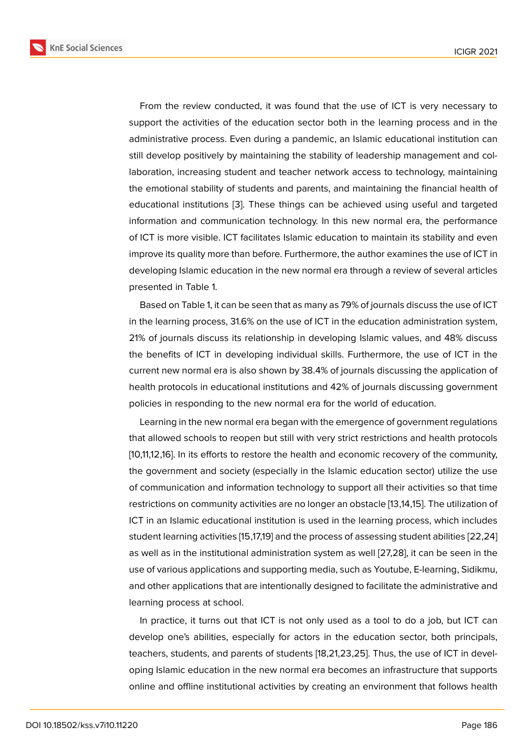From the review conducted, it was found that the use of ICT is very necessary to support the activities of the education sector both in the learning process and in the administrative process. Even during a pandemic, an Islamic educational institution can still develop positively by maintaining the stability of leadership management and collaboration, increasing student and teacher network access to technology, maintaining the emotional stability of students and parents, and maintaining the financial health of educational institutions [3]. These things can be achieved using useful and targeted information and communication technology. In this new normal era, the performance of ICT is more visible. ICT facilitates Islamic education to maintain its stability and even improve its quality more than before. Furthermore, the author examines the use of ICT in developing Islamic education in the new normal era through a review of several articles presented in Table 1.

Based on Table 1, it can be seen that as many as 79% of journals discuss the use of ICT in the learning process, 31.6% on the use of ICT in the education administration system, 21% of journals discuss its relationship in developing Islamic values, and 48% discuss the benefits of ICT in developing individual skills. Furthermore, the use of ICT in the current new normal era is also shown by 38.4% of journals discussing the application of health protocols in educational institutions and 42% of journals discussing government policies in responding to the new normal era for the world of education.

Learning in the new normal era began with the emergence of government regulations that allowed schools to reopen but still with very strict restrictions and health protocols [10,11,12,16]. In its efforts to restore the health and economic recovery of the community, the government and society (especially in the Islamic education sector) utilize the use of communication and information technology to support all their activities so that time restrictions on community activities are no longer an obstacle [13,14,15]. The utilization of ICT in an Islamic educational institution is used in the learning process, which includes student learning activities [15,17,19] and the process of assessing student abilities [22,24] as well as in the institutional administration system as well [27,28], it can be seen in the use of various applications and supporting media, such as Youtube, E-learning, Sidikmu, and other applications that are intentionally designed to facilitate the administrative and learning process at school.

In practice, it turns out that ICT is not only used as a tool to do a job, but ICT can develop one's abilities, especially for actors in the education sector, both principals, teachers, students, and parents of students [18,21,23,25]. Thus, the use of ICT in developing Islamic education in the new normal era becomes an infrastructure that supports online and offline institutional activities by creating an environment that follows health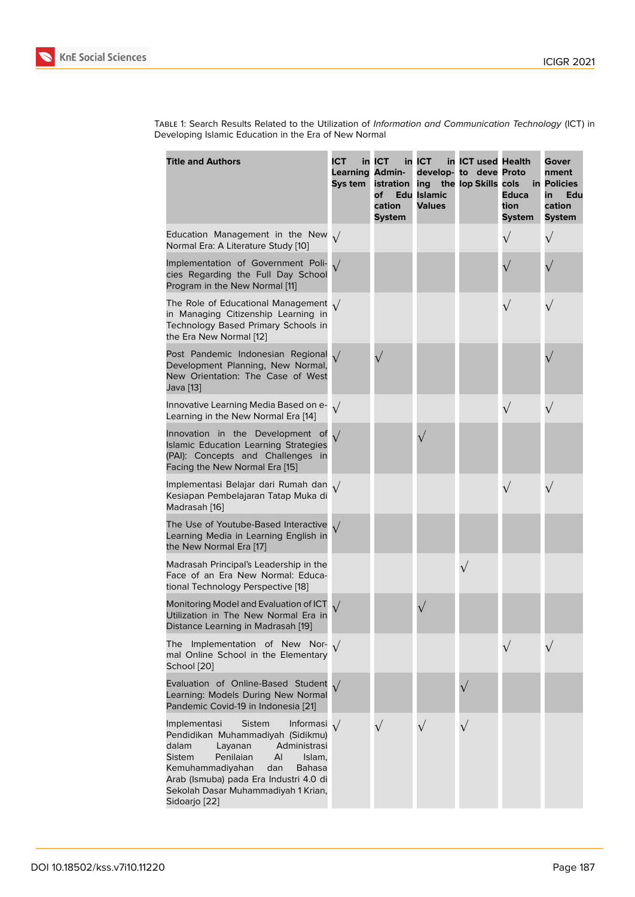Table 1: Search Results Related to the Utilization of *Information and Communication Technology* (ICT) in Developing Islamic Education in the Era of New Normal

| Title and Authors | ICT in Learning Sys tem | ICT in Admin-istration of Edu cation System | ICT in develop-ing the Islamic Values | ICT used to deve lop Skills | Health Proto cols in Educa tion System | Gover nment Policies in Edu cation System |
|---|---|---|---|---|---|---|
| Education Management in the New Normal Era: A Literature Study [10] | √ | | | | √ | √ |
| Implementation of Government Policies Regarding the Full Day School Program in the New Normal [11] | √ | | | | √ | √ |
| The Role of Educational Management in Managing Citizenship Learning in Technology Based Primary Schools in the Era New Normal [12] | √ | | | | √ | √ |
| Post Pandemic Indonesian Regional Development Planning, New Normal, New Orientation: The Case of West Java [13] | √ | √ | | | | √ |
| Innovative Learning Media Based on e-Learning in the New Normal Era [14] | √ | | | | √ | √ |
| Innovation in the Development of Islamic Education Learning Strategies (PAI): Concepts and Challenges in Facing the New Normal Era [15] | √ | | √ | | | |
| Implementasi Belajar dari Rumah dan Kesiapan Pembelajaran Tatap Muka di Madrasah [16] | √ | | | | √ | √ |
| The Use of Youtube-Based Interactive Learning Media in Learning English in the New Normal Era [17] | √ | | | | | |
| Madrasah Principal's Leadership in the Face of an Era New Normal: Educational Technology Perspective [18] | | | | √ | | |
| Monitoring Model and Evaluation of ICT Utilization in The New Normal Era in Distance Learning in Madrasah [19] | √ | | √ | | | |
| The Implementation of New Normal Online School in the Elementary School [20] | √ | | | | √ | √ |
| Evaluation of Online-Based Student Learning: Models During New Normal Pandemic Covid-19 in Indonesia [21] | √ | | | √ | | |
| Implementasi Sistem Informasi Pendidikan Muhammadiyah (Sidikmu) dalam Layanan Administrasi Sistem Penilaian Al Islam, Kemuhammadiyahan dan Bahasa Arab (Ismuba) pada Era Industri 4.0 di Sekolah Dasar Muhammadiyah 1 Krian, Sidoarjo [22] | √ | √ | √ | √ | | |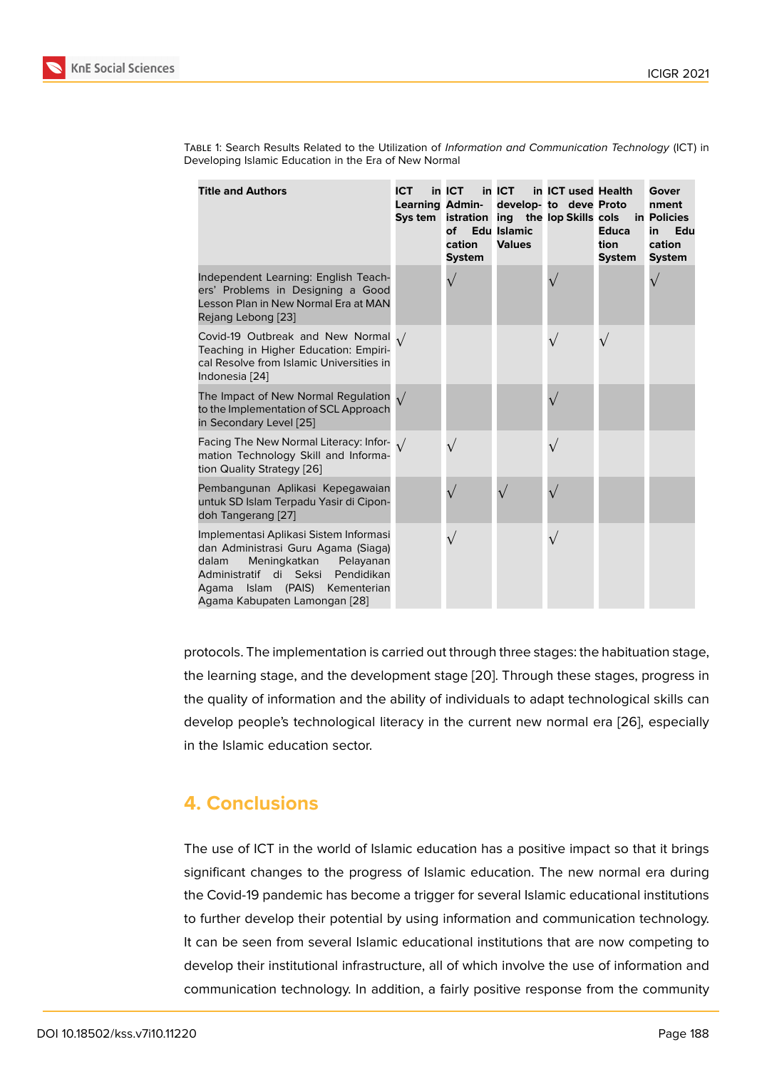Table 1: Search Results Related to the Utilization of *Information and Communication Technology* (ICT) in Developing Islamic Education in the Era of New Normal

| Title and Authors | ICT in Learning Sys tem | ICT in Admin- istration of Edu cation System | ICT in develop- ing the Islamic Values | ICT used to deve lop Skills | Health Proto cols in Educa tion System | Gover nment Policies in Edu cation System |
|---|---|---|---|---|---|---|
| Independent Learning: English Teachers' Problems in Designing a Good Lesson Plan in New Normal Era at MAN Rejang Lebong [23] | | √ | | √ | | √ |
| Covid-19 Outbreak and New Normal Teaching in Higher Education: Empirical Resolve from Islamic Universities in Indonesia [24] | √ | | | √ | √ | |
| The Impact of New Normal Regulation to the Implementation of SCL Approach in Secondary Level [25] | √ | | | √ | | |
| Facing The New Normal Literacy: Information Technology Skill and Information Quality Strategy [26] | √ | √ | | √ | | |
| Pembangunan Aplikasi Kepegawaian untuk SD Islam Terpadu Yasir di Cipondoh Tangerang [27] | | √ | √ | √ | | |
| Implementasi Aplikasi Sistem Informasi dan Administrasi Guru Agama (Siaga) dalam Meningkatkan Pelayanan Administratif di Seksi Pendidikan Agama Islam (PAIS) Kementerian Agama Kabupaten Lamongan [28] | | √ | | √ | | |

protocols. The implementation is carried out through three stages: the habituation stage, the learning stage, and the development stage [20]. Through these stages, progress in the quality of information and the ability of individuals to adapt technological skills can develop people's technological literacy in the current new normal era [26], especially in the Islamic education sector.

## 4. Conclusions

The use of ICT in the world of Islamic education has a positive impact so that it brings significant changes to the progress of Islamic education. The new normal era during the Covid-19 pandemic has become a trigger for several Islamic educational institutions to further develop their potential by using information and communication technology. It can be seen from several Islamic educational institutions that are now competing to develop their institutional infrastructure, all of which involve the use of information and communication technology. In addition, a fairly positive response from the community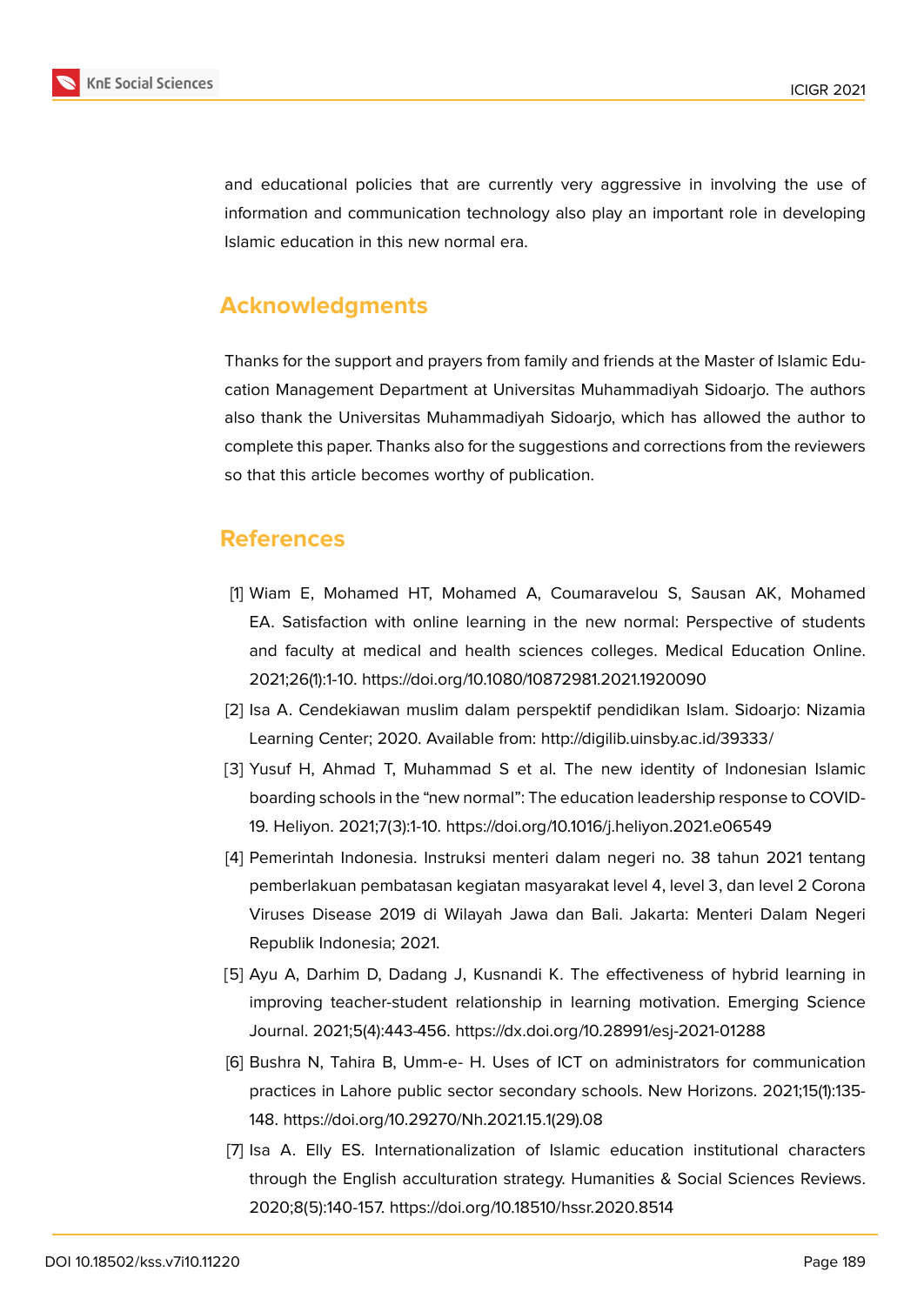and educational policies that are currently very aggressive in involving the use of information and communication technology also play an important role in developing Islamic education in this new normal era.

## Acknowledgments

Thanks for the support and prayers from family and friends at the Master of Islamic Education Management Department at Universitas Muhammadiyah Sidoarjo. The authors also thank the Universitas Muhammadiyah Sidoarjo, which has allowed the author to complete this paper. Thanks also for the suggestions and corrections from the reviewers so that this article becomes worthy of publication.

## References

[1] Wiam E, Mohamed HT, Mohamed A, Coumaravelou S, Sausan AK, Mohamed EA. Satisfaction with online learning in the new normal: Perspective of students and faculty at medical and health sciences colleges. Medical Education Online. 2021;26(1):1-10. https://doi.org/10.1080/10872981.2021.1920090

[2] Isa A. Cendekiawan muslim dalam perspektif pendidikan Islam. Sidoarjo: Nizamia Learning Center; 2020. Available from: http://digilib.uinsby.ac.id/39333/

[3] Yusuf H, Ahmad T, Muhammad S et al. The new identity of Indonesian Islamic boarding schools in the “new normal”: The education leadership response to COVID-19. Heliyon. 2021;7(3):1-10. https://doi.org/10.1016/j.heliyon.2021.e06549

[4] Pemerintah Indonesia. Instruksi menteri dalam negeri no. 38 tahun 2021 tentang pemberlakuan pembatasan kegiatan masyarakat level 4, level 3, dan level 2 Corona Viruses Disease 2019 di Wilayah Jawa dan Bali. Jakarta: Menteri Dalam Negeri Republik Indonesia; 2021.

[5] Ayu A, Darhim D, Dadang J, Kusnandi K. The effectiveness of hybrid learning in improving teacher-student relationship in learning motivation. Emerging Science Journal. 2021;5(4):443-456. https://dx.doi.org/10.28991/esj-2021-01288

[6] Bushra N, Tahira B, Umm-e- H. Uses of ICT on administrators for communication practices in Lahore public sector secondary schools. New Horizons. 2021;15(1):135-148. https://doi.org/10.29270/Nh.2021.15.1(29).08

[7] Isa A. Elly ES. Internationalization of Islamic education institutional characters through the English acculturation strategy. Humanities & Social Sciences Reviews. 2020;8(5):140-157. https://doi.org/10.18510/hssr.2020.8514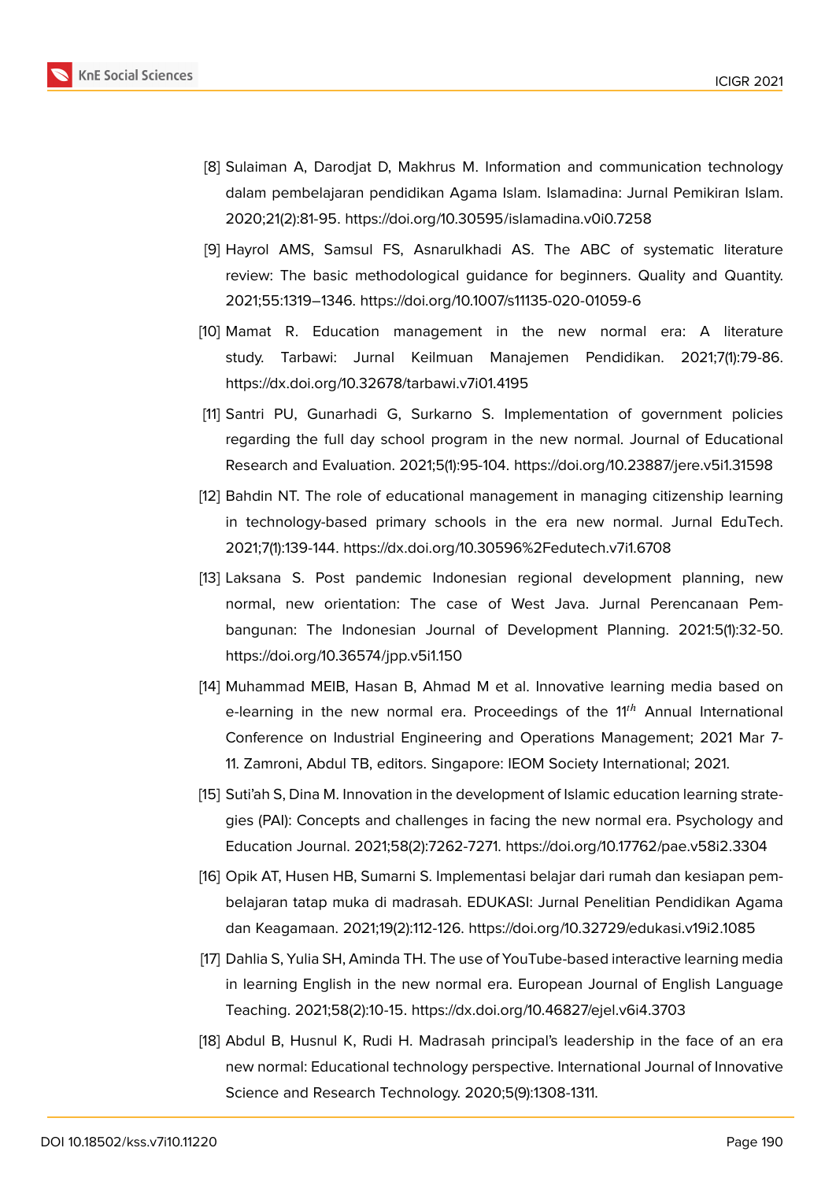[8] Sulaiman A, Darodjat D, Makhrus M. Information and communication technology dalam pembelajaran pendidikan Agama Islam. Islamadina: Jurnal Pemikiran Islam. 2020;21(2):81-95. https://doi.org/10.30595/islamadina.v0i0.7258

[9] Hayrol AMS, Samsul FS, Asnarulkhadi AS. The ABC of systematic literature review: The basic methodological guidance for beginners. Quality and Quantity. 2021;55:1319–1346. https://doi.org/10.1007/s11135-020-01059-6

[10] Mamat R. Education management in the new normal era: A literature study. Tarbawi: Jurnal Keilmuan Manajemen Pendidikan. 2021;7(1):79-86. https://dx.doi.org/10.32678/tarbawi.v7i01.4195

[11] Santri PU, Gunarhadi G, Surkarno S. Implementation of government policies regarding the full day school program in the new normal. Journal of Educational Research and Evaluation. 2021;5(1):95-104. https://doi.org/10.23887/jere.v5i1.31598

[12] Bahdin NT. The role of educational management in managing citizenship learning in technology-based primary schools in the era new normal. Jurnal EduTech. 2021;7(1):139-144. https://dx.doi.org/10.30596%2Fedutech.v7i1.6708

[13] Laksana S. Post pandemic Indonesian regional development planning, new normal, new orientation: The case of West Java. Jurnal Perencanaan Pembangunan: The Indonesian Journal of Development Planning. 2021:5(1):32-50. https://doi.org/10.36574/jpp.v5i1.150

[14] Muhammad MEIB, Hasan B, Ahmad M et al. Innovative learning media based on e-learning in the new normal era. Proceedings of the 11$^{th}$ Annual International Conference on Industrial Engineering and Operations Management; 2021 Mar 7-11. Zamroni, Abdul TB, editors. Singapore: IEOM Society International; 2021.

[15] Suti'ah S, Dina M. Innovation in the development of Islamic education learning strategies (PAI): Concepts and challenges in facing the new normal era. Psychology and Education Journal. 2021;58(2):7262-7271. https://doi.org/10.17762/pae.v58i2.3304

[16] Opik AT, Husen HB, Sumarni S. Implementasi belajar dari rumah dan kesiapan pembelajaran tatap muka di madrasah. EDUKASI: Jurnal Penelitian Pendidikan Agama dan Keagamaan. 2021;19(2):112-126. https://doi.org/10.32729/edukasi.v19i2.1085

[17] Dahlia S, Yulia SH, Aminda TH. The use of YouTube-based interactive learning media in learning English in the new normal era. European Journal of English Language Teaching. 2021;58(2):10-15. https://dx.doi.org/10.46827/ejel.v6i4.3703

[18] Abdul B, Husnul K, Rudi H. Madrasah principal's leadership in the face of an era new normal: Educational technology perspective. International Journal of Innovative Science and Research Technology. 2020;5(9):1308-1311.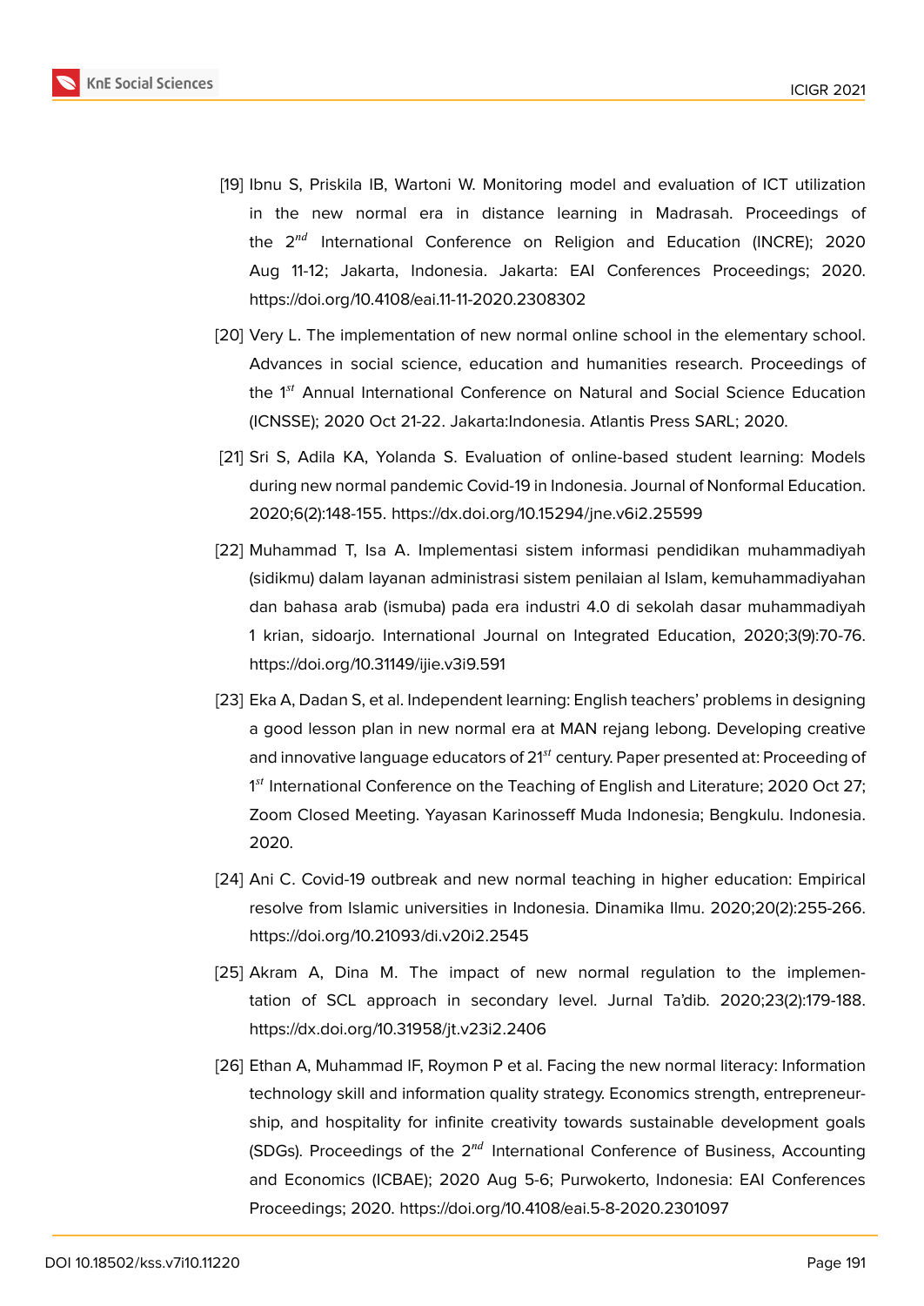[19] Ibnu S, Priskila IB, Wartoni W. Monitoring model and evaluation of ICT utilization in the new normal era in distance learning in Madrasah. Proceedings of the 2$^{nd}$ International Conference on Religion and Education (INCRE); 2020 Aug 11-12; Jakarta, Indonesia. Jakarta: EAI Conferences Proceedings; 2020. https://doi.org/10.4108/eai.11-11-2020.2308302

[20] Very L. The implementation of new normal online school in the elementary school. Advances in social science, education and humanities research. Proceedings of the 1$^{st}$ Annual International Conference on Natural and Social Science Education (ICNSSE); 2020 Oct 21-22. Jakarta:Indonesia. Atlantis Press SARL; 2020.

[21] Sri S, Adila KA, Yolanda S. Evaluation of online-based student learning: Models during new normal pandemic Covid-19 in Indonesia. Journal of Nonformal Education. 2020;6(2):148-155. https://dx.doi.org/10.15294/jne.v6i2.25599

[22] Muhammad T, Isa A. Implementasi sistem informasi pendidikan muhammadiyah (sidikmu) dalam layanan administrasi sistem penilaian al Islam, kemuhammadiyahan dan bahasa arab (ismuba) pada era industri 4.0 di sekolah dasar muhammadiyah 1 krian, sidoarjo. International Journal on Integrated Education, 2020;3(9):70-76. https://doi.org/10.31149/ijie.v3i9.591

[23] Eka A, Dadan S, et al. Independent learning: English teachers' problems in designing a good lesson plan in new normal era at MAN rejang lebong. Developing creative and innovative language educators of 21$^{st}$ century. Paper presented at: Proceeding of 1$^{st}$ International Conference on the Teaching of English and Literature; 2020 Oct 27; Zoom Closed Meeting. Yayasan Karinosseff Muda Indonesia; Bengkulu. Indonesia. 2020.

[24] Ani C. Covid-19 outbreak and new normal teaching in higher education: Empirical resolve from Islamic universities in Indonesia. Dinamika Ilmu. 2020;20(2):255-266. https://doi.org/10.21093/di.v20i2.2545

[25] Akram A, Dina M. The impact of new normal regulation to the implementation of SCL approach in secondary level. Jurnal Ta'dib. 2020;23(2):179-188. https://dx.doi.org/10.31958/jt.v23i2.2406

[26] Ethan A, Muhammad IF, Roymon P et al. Facing the new normal literacy: Information technology skill and information quality strategy. Economics strength, entrepreneurship, and hospitality for infinite creativity towards sustainable development goals (SDGs). Proceedings of the 2$^{nd}$ International Conference of Business, Accounting and Economics (ICBAE); 2020 Aug 5-6; Purwokerto, Indonesia: EAI Conferences Proceedings; 2020. https://doi.org/10.4108/eai.5-8-2020.2301097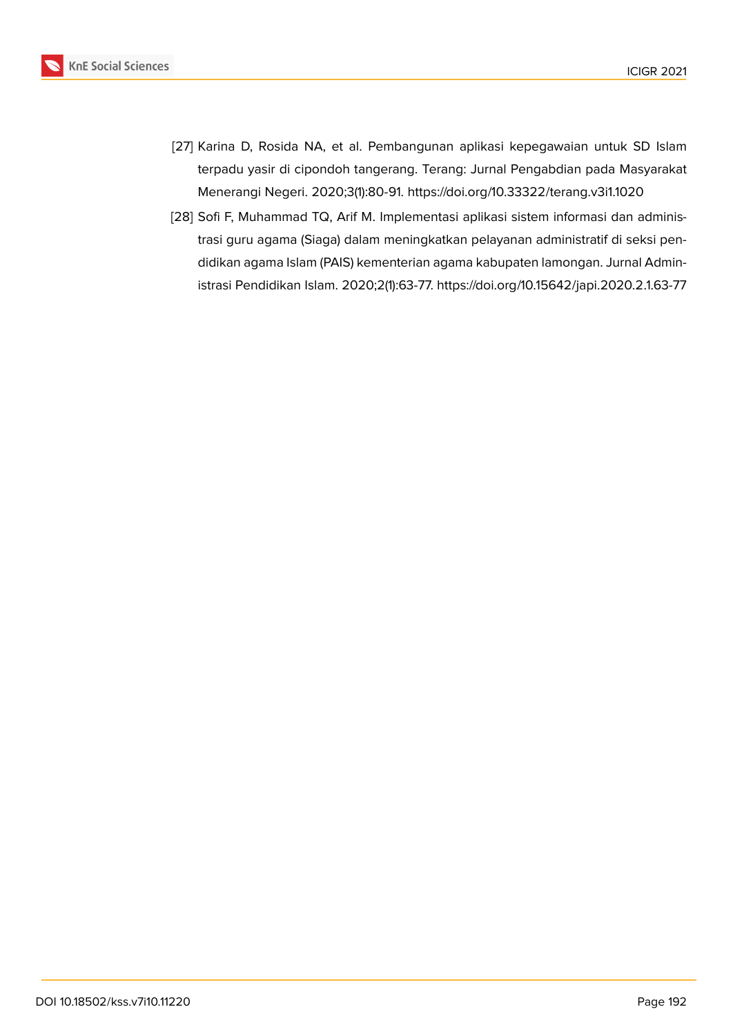[27] Karina D, Rosida NA, et al. Pembangunan aplikasi kepegawaian untuk SD Islam terpadu yasir di cipondoh tangerang. Terang: Jurnal Pengabdian pada Masyarakat Menerangi Negeri. 2020;3(1):80-91. https://doi.org/10.33322/terang.v3i1.1020

[28] Sofi F, Muhammad TQ, Arif M. Implementasi aplikasi sistem informasi dan administrasi guru agama (Siaga) dalam meningkatkan pelayanan administratif di seksi pendidikan agama Islam (PAIS) kementerian agama kabupaten lamongan. Jurnal Administrasi Pendidikan Islam. 2020;2(1):63-77. https://doi.org/10.15642/japi.2020.2.1.63-77